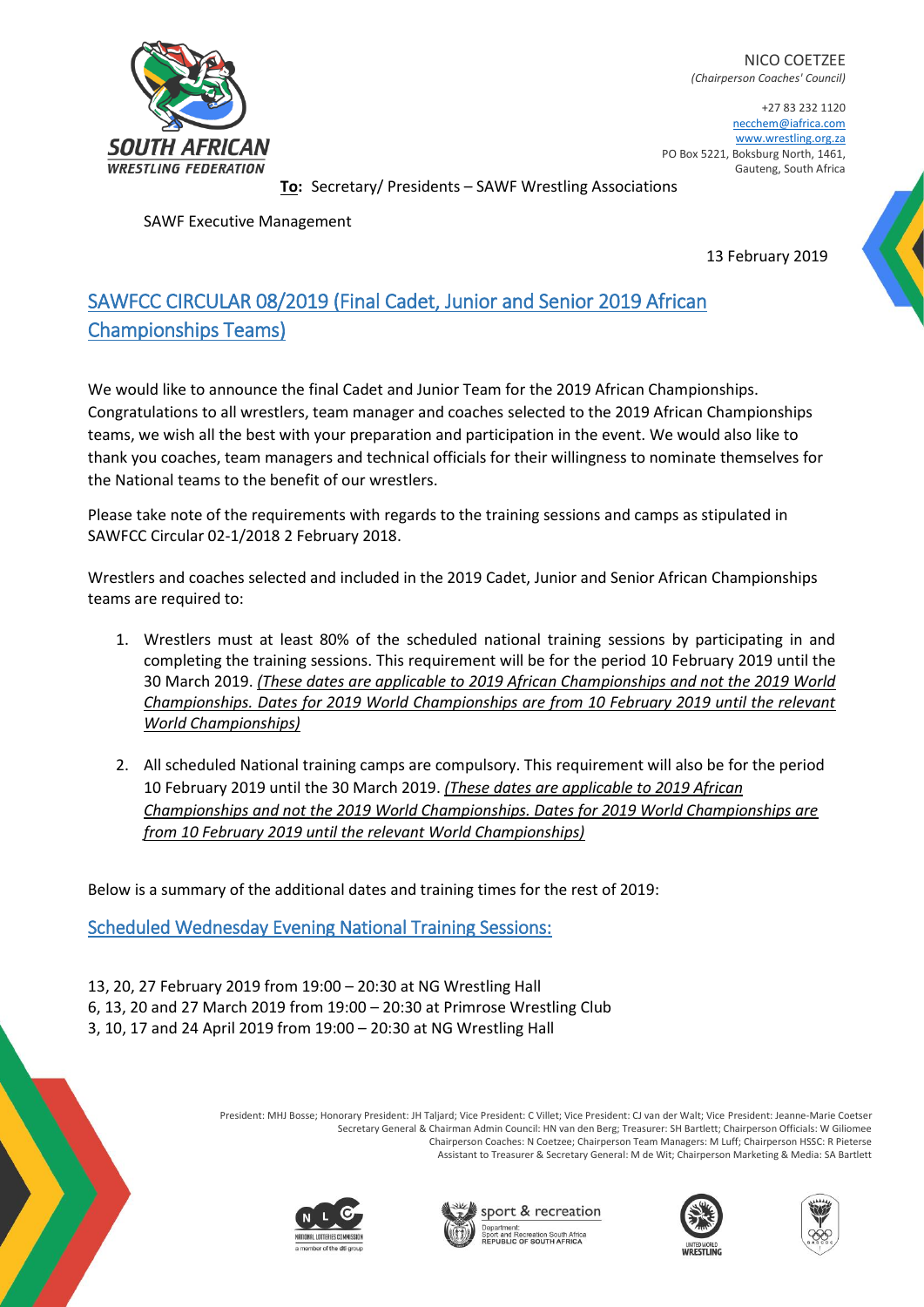NICO COETZEE
*(Chairperson Coaches' Council)*

+27 83 232 1120
necchem@iafrica.com
www.wrestling.org.za
PO Box 5221, Boksburg North, 1461,
Gauteng, South Africa

SOUTH AFRICAN WRESTLING FEDERATION

**To:** Secretary/ Presidents – SAWF Wrestling Associations

SAWF Executive Management

13 February 2019

## SAWFCC CIRCULAR 08/2019 (Final Cadet, Junior and Senior 2019 African Championships Teams)

We would like to announce the final Cadet and Junior Team for the 2019 African Championships. Congratulations to all wrestlers, team manager and coaches selected to the 2019 African Championship teams, we wish all the best with your preparation and participation in the event. We would also like to thank you coaches, team managers and technical officials for their willingness to nominate themselves for the National teams to the benefit of our wrestlers.

Please take note of the requirements with regards to the training sessions and camps as stipulated in SAWFCC Circular 02-1/2018 2 February 2018.

Wrestlers and coaches selected and included in the 2019 Cadet, Junior and Senior African Championships teams are required to:

1. Wrestlers must at least 80% of the scheduled national training sessions by participating in and completing the training sessions. This requirement will be for the period 10 February 2019 until the 30 March 2019. *(These dates are applicable to 2019 African Championships and not the 2019 World Championships. Dates for 2019 World Championships are from 10 February 2019 until the relevant World Championships)*

2. All scheduled National training camps are compulsory. This requirement will also be for the period 10 February 2019 until the 30 March 2019. *(These dates are applicable to 2019 African Championships and not the 2019 World Championships. Dates for 2019 World Championships are from 10 February 2019 until the relevant World Championships)*

Below is a summary of the additional dates and training times for the rest of 2019:

### Scheduled Wednesday Evening National Training Sessions:

13, 20, 27 February 2019 from 19:00 – 20:30 at NG Wrestling Hall
6, 13, 20 and 27 March 2019 from 19:00 – 20:30 at Primrose Wrestling Club
3, 10, 17 and 24 April 2019 from 19:00 – 20:30 at NG Wrestling Hall

President: MHJ Bosse; Honorary President: JH Taljard; Vice President: C Villet; Vice President: CJ van der Walt; Vice President: Jeanne-Marie Coetser
Secretary General & Chairman Admin Council: HN van den Berg; Treasurer: SH Bartlett; Chairperson Officials: W Giliomee
Chairperson Coaches: N Coetzee; Chairperson Team Managers: M Luff; Chairperson HSSC: R Pieterse
Assistant to Treasurer & Secretary General: M de Wit; Chairperson Marketing & Media: SA Bartlett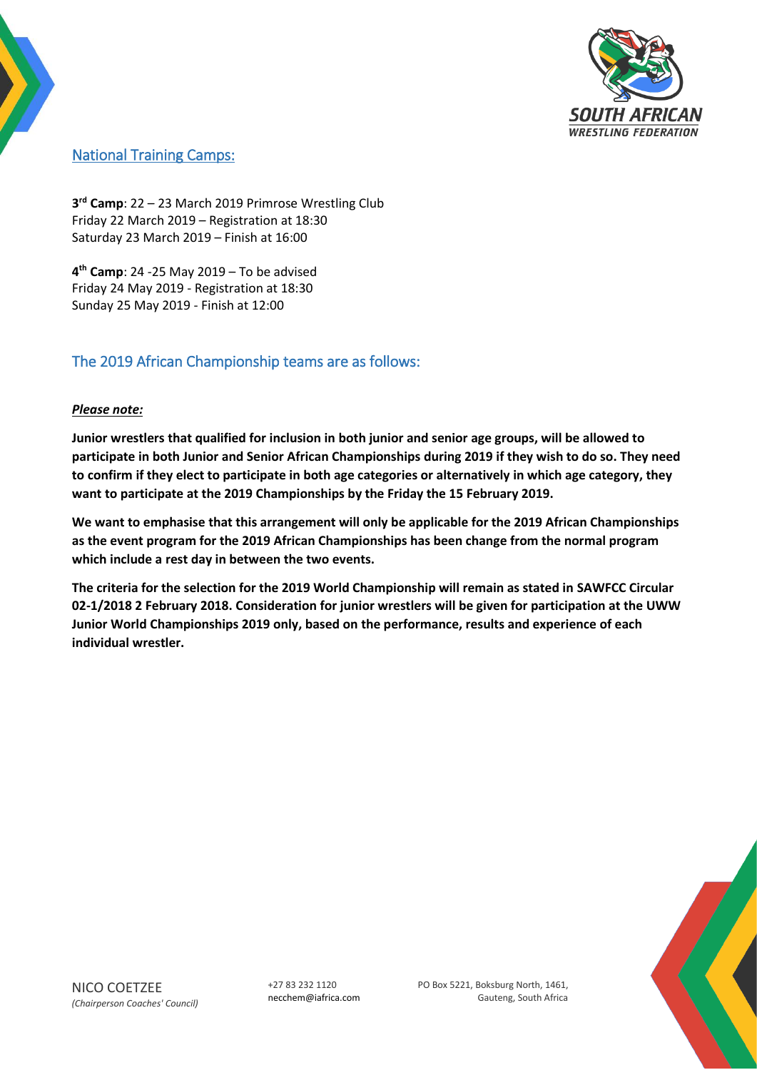## National Training Camps:

**3rd Camp**: 22 – 23 March 2019 Primrose Wrestling Club
Friday 22 March 2019 – Registration at 18:30
Saturday 23 March 2019 – Finish at 16:00

**4th Camp**: 24 -25 May 2019 – To be advised
Friday 24 May 2019 - Registration at 18:30
Sunday 25 May 2019 - Finish at 12:00

## The 2019 African Championship teams are as follows:

***Please note:***

**Junior wrestlers that qualified for inclusion in both junior and senior age groups, will be allowed to participate in both Junior and Senior African Championships during 2019 if they wish to do so. They need to confirm if they elect to participate in both age categories or alternatively in which age category, they want to participate at the 2019 Championships by the Friday the 15 February 2019.**

**We want to emphasise that this arrangement will only be applicable for the 2019 African Championships as the event program for the 2019 African Championships has been change from the normal program which include a rest day in between the two events.**

**The criteria for the selection for the 2019 World Championship will remain as stated in SAWFCC Circular 02-1/2018 2 February 2018. Consideration for junior wrestlers will be given for participation at the UWW Junior World Championships 2019 only, based on the performance, results and experience of each individual wrestler.**

NICO COETZEE
*(Chairperson Coaches' Council)*

+27 83 232 1120
necchem@iafrica.com

PO Box 5221, Boksburg North, 1461,
Gauteng, South Africa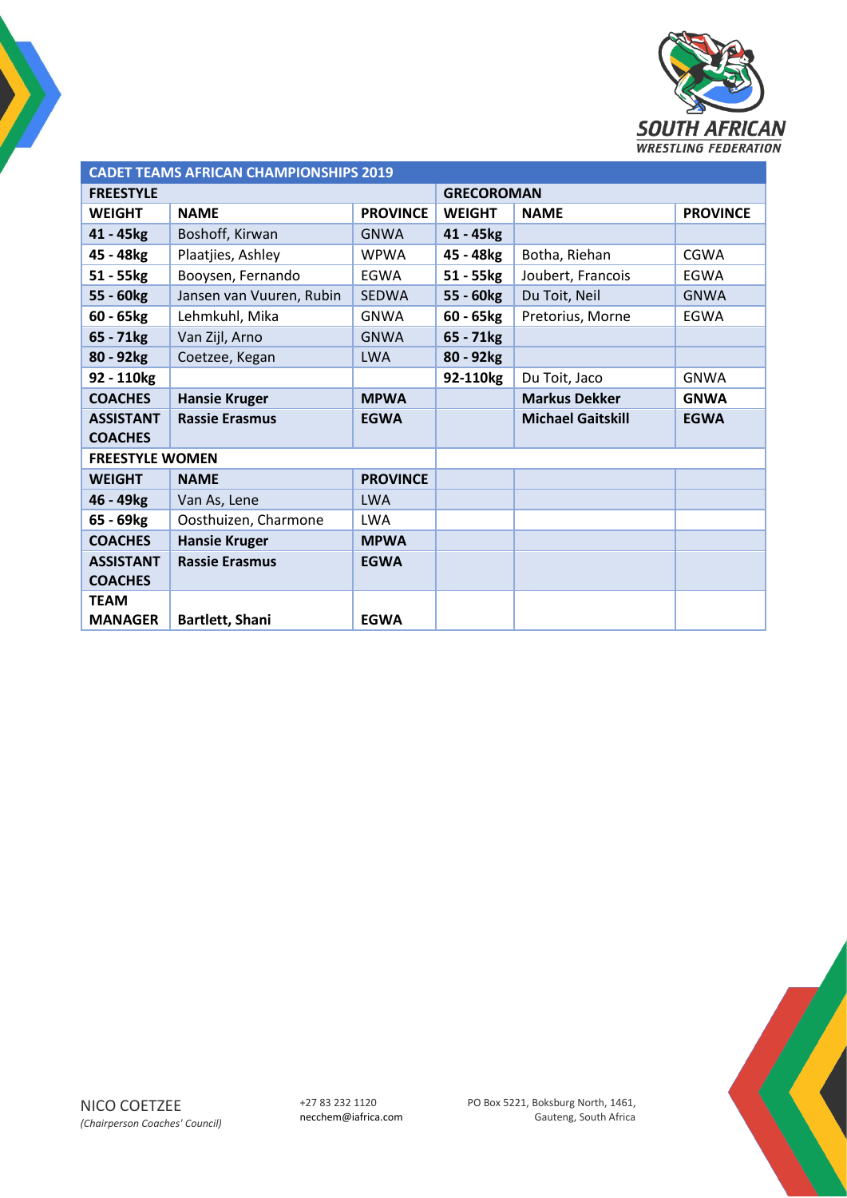**SOUTH AFRICAN WRESTLING FEDERATION**

| CADET TEAMS AFRICAN CHAMPIONSHIPS 2019 | | | | | |
|---|---|---|---|---|---|
| **FREESTYLE** | | | **GRECOROMAN** | | |
| **WEIGHT** | **NAME** | **PROVINCE** | **WEIGHT** | **NAME** | **PROVINCE** |
| **41 - 45kg** | Boshoff, Kirwan | GNWA | **41 - 45kg** | | |
| **45 - 48kg** | Plaatjies, Ashley | WPWA | **45 - 48kg** | Botha, Riehan | CGWA |
| **51 - 55kg** | Booysen, Fernando | EGWA | **51 - 55kg** | Joubert, Francois | EGWA |
| **55 - 60kg** | Jansen van Vuuren, Rubin | SEDWA | **55 - 60kg** | Du Toit, Neil | GNWA |
| **60 - 65kg** | Lehmkuhl, Mika | GNWA | **60 - 65kg** | Pretorius, Morne | EGWA |
| **65 - 71kg** | Van Zijl, Arno | GNWA | **65 - 71kg** | | |
| **80 - 92kg** | Coetzee, Kegan | LWA | **80 - 92kg** | | |
| **92 - 110kg** | | | **92-110kg** | Du Toit, Jaco | GNWA |
| **COACHES** | **Hansie Kruger** | **MPWA** | | **Markus Dekker** | **GNWA** |
| **ASSISTANT COACHES** | **Rassie Erasmus** | **EGWA** | | **Michael Gaitskill** | **EGWA** |
| **FREESTYLE WOMEN** | | | | | |
| **WEIGHT** | **NAME** | **PROVINCE** | | | |
| **46 - 49kg** | Van As, Lene | LWA | | | |
| **65 - 69kg** | Oosthuizen, Charmone | LWA | | | |
| **COACHES** | **Hansie Kruger** | **MPWA** | | | |
| **ASSISTANT COACHES** | **Rassie Erasmus** | **EGWA** | | | |
| **TEAM MANAGER** | **Bartlett, Shani** | **EGWA** | | | |

NICO COETZEE
*(Chairperson Coaches' Council)*

+27 83 232 1120
necchem@iafrica.com

PO Box 5221, Boksburg North, 1461,
Gauteng, South Africa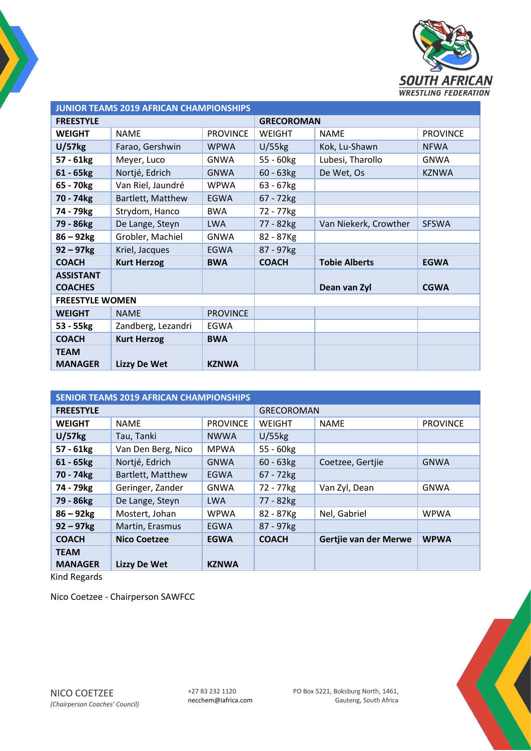| JUNIOR TEAMS 2019 AFRICAN CHAMPIONSHIPS | | | | | |
|---|---|---|---|---|---|
| **FREESTYLE** | | | **GRECOROMAN** | | |
| **WEIGHT** | NAME | PROVINCE | WEIGHT | NAME | PROVINCE |
| **U/57kg** | Farao, Gershwin | WPWA | U/55kg | Kok, Lu-Shawn | NFWA |
| **57 - 61kg** | Meyer, Luco | GNWA | 55 - 60kg | Lubesi, Tharollo | GNWA |
| **61 - 65kg** | Nortjé, Edrich | GNWA | 60 - 63kg | De Wet, Os | KZNWA |
| **65 - 70kg** | Van Riel, Jaundré | WPWA | 63 - 67kg | | |
| **70 - 74kg** | Bartlett, Matthew | EGWA | 67 - 72kg | | |
| **74 - 79kg** | Strydom, Hanco | BWA | 72 - 77kg | | |
| **79 - 86kg** | De Lange, Steyn | LWA | 77 - 82kg | Van Niekerk, Crowther | SFSWA |
| **86 – 92kg** | Grobler, Machiel | GNWA | 82 - 87Kg | | |
| **92 – 97kg** | Kriel, Jacques | EGWA | 87 - 97kg | | |
| **COACH** | **Kurt Herzog** | **BWA** | **COACH** | **Tobie Alberts** | **EGWA** |
| **ASSISTANT COACHES** | | | | **Dean van Zyl** | **CGWA** |
| **FREESTYLE WOMEN** | | | | | |
| **WEIGHT** | NAME | PROVINCE | | | |
| **53 - 55kg** | Zandberg, Lezandri | EGWA | | | |
| **COACH** | **Kurt Herzog** | **BWA** | | | |
| **TEAM MANAGER** | **Lizzy De Wet** | **KZNWA** | | | |

| SENIOR TEAMS 2019 AFRICAN CHAMPIONSHIPS | | | | | |
|---|---|---|---|---|---|
| **FREESTYLE** | | | GRECOROMAN | | |
| **WEIGHT** | NAME | PROVINCE | WEIGHT | NAME | PROVINCE |
| **U/57kg** | Tau, Tanki | NWWA | U/55kg | | |
| **57 - 61kg** | Van Den Berg, Nico | MPWA | 55 - 60kg | | |
| **61 - 65kg** | Nortjé, Edrich | GNWA | 60 - 63kg | Coetzee, Gertjie | GNWA |
| **70 - 74kg** | Bartlett, Matthew | EGWA | 67 - 72kg | | |
| **74 - 79kg** | Geringer, Zander | GNWA | 72 - 77kg | Van Zyl, Dean | GNWA |
| **79 - 86kg** | De Lange, Steyn | LWA | 77 - 82kg | | |
| **86 – 92kg** | Mostert, Johan | WPWA | 82 - 87Kg | Nel, Gabriel | WPWA |
| **92 – 97kg** | Martin, Erasmus | EGWA | 87 - 97kg | | |
| **COACH** | **Nico Coetzee** | **EGWA** | **COACH** | **Gertjie van der Merwe** | **WPWA** |
| **TEAM MANAGER** | **Lizzy De Wet** | **KZNWA** | | | |

Kind Regards

Nico Coetzee - Chairperson SAWFCC